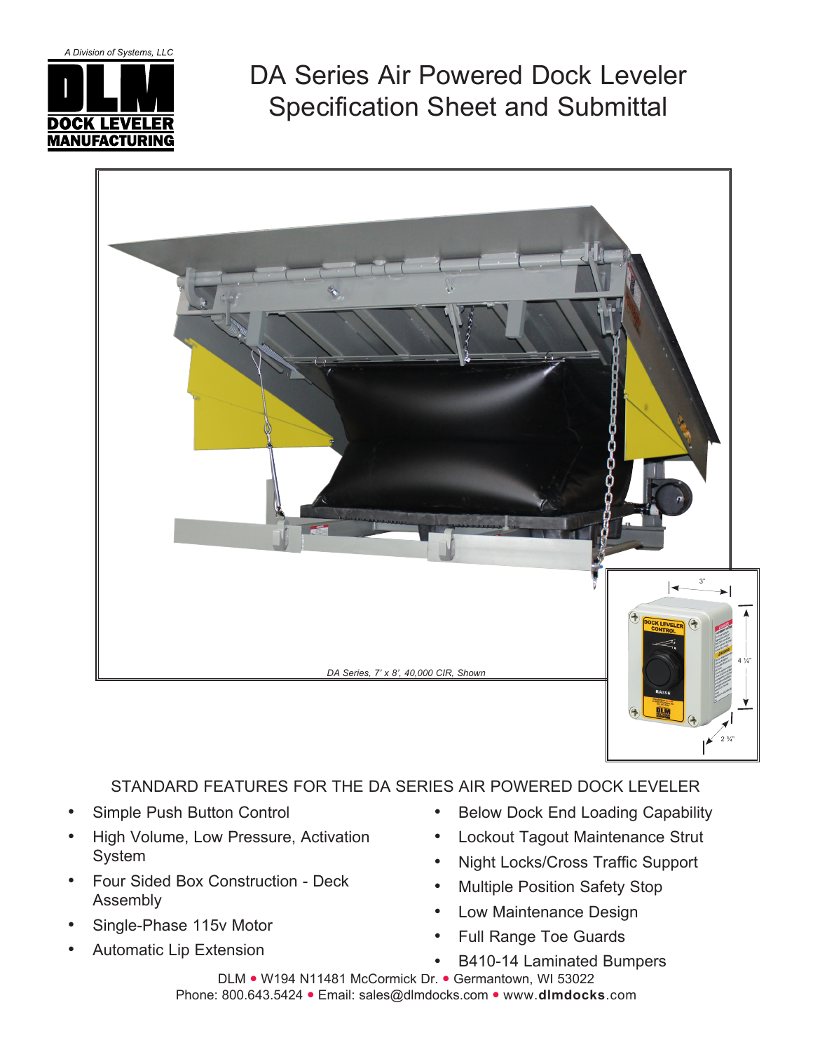A Division of Systems, LLC

DLM DOCK LEVELER MANUFACTURING

# DA Series Air Powered Dock Leveler Specification Sheet and Submittal

*DA Series, 7' x 8', 40,000 CIR, Shown*

## STANDARD FEATURES FOR THE DA SERIES AIR POWERED DOCK LEVELER

- Simple Push Button Control
- High Volume, Low Pressure, Activation System
- Four Sided Box Construction - Deck Assembly
- Single-Phase 115v Motor
- Automatic Lip Extension
- Below Dock End Loading Capability
- Lockout Tagout Maintenance Strut
- Night Locks/Cross Traffic Support
- Multiple Position Safety Stop
- Low Maintenance Design
- Full Range Toe Guards
- B410-14 Laminated Bumpers

DLM • W194 N11481 McCormick Dr. • Germantown, WI 53022
Phone: 800.643.5424 • Email: sales@dlmdocks.com • www.**dlmdocks**.com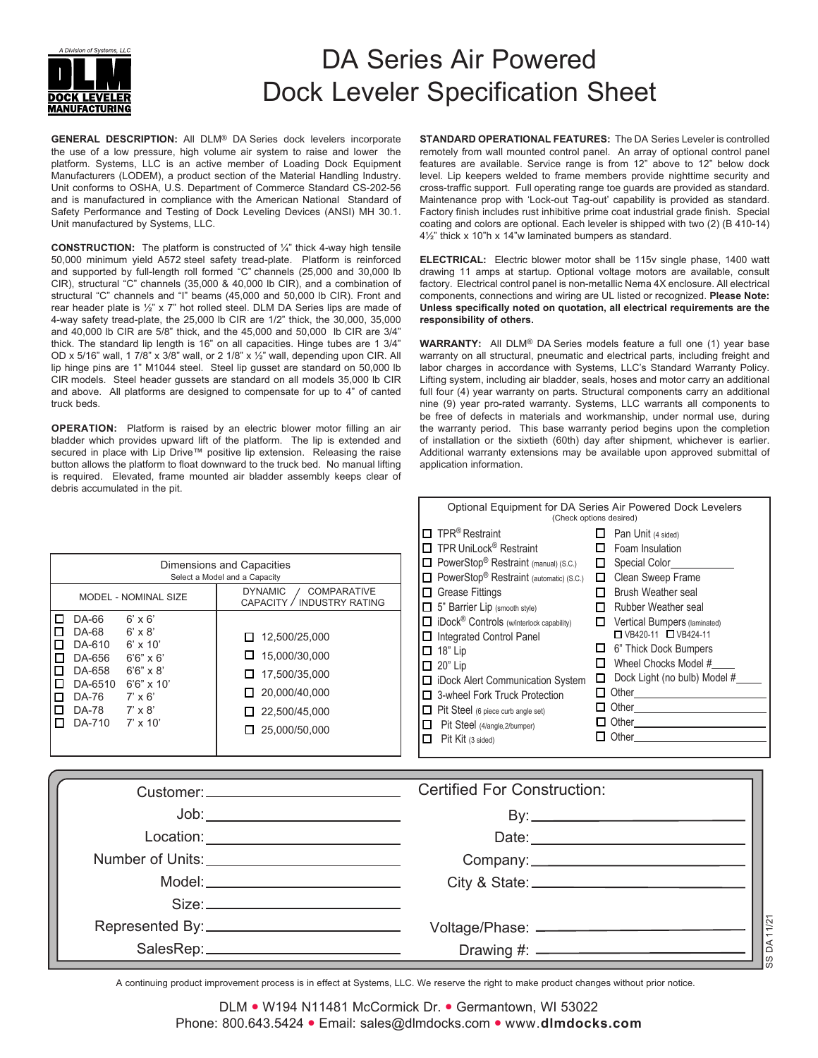A Division of Systems, LLC

**DLM DOCK LEVELER MANUFACTURING**

# DA Series Air Powered Dock Leveler Specification Sheet

**GENERAL DESCRIPTION:** All DLM® DA Series dock levelers incorporate the use of a low pressure, high volume air system to raise and lower the platform. Systems, LLC is an active member of Loading Dock Equipment Manufacturers (LODEM), a product section of the Material Handling Industry. Unit conforms to OSHA, U.S. Department of Commerce Standard CS-202-56 and is manufactured in compliance with the American National Standard of Safety Performance and Testing of Dock Leveling Devices (ANSI) MH 30.1. Unit manufactured by Systems, LLC.

**CONSTRUCTION:** The platform is constructed of ¼" thick 4-way high tensile 50,000 minimum yield A572 steel safety tread-plate. Platform is reinforced and supported by full-length roll formed "C" channels (25,000 and 30,000 lb CIR), structural "C" channels (35,000 & 40,000 lb CIR), and a combination of structural "C" channels and "I" beams (45,000 and 50,000 lb CIR). Front and rear header plate is ½" x 7" hot rolled steel. DLM DA Series lips are made of 4-way safety tread-plate, the 25,000 lb CIR are 1/2" thick, the 30,000, 35,000 and 40,000 lb CIR are 5/8" thick, and the 45,000 and 50,000 lb CIR are 3/4" thick. The standard lip length is 16" on all capacities. Hinge tubes are 1 3/4" OD x 5/16" wall, 1 7/8" x 3/8" wall, or 2 1/8" x ½" wall, depending upon CIR. All lip hinge pins are 1" M1044 steel. Steel lip gusset are standard on 50,000 lb CIR models. Steel header gussets are standard on all models 35,000 lb CIR and above. All platforms are designed to compensate for up to 4" of canted truck beds.

**OPERATION:** Platform is raised by an electric blower motor filling an air bladder which provides upward lift of the platform. The lip is extended and secured in place with Lip Drive™ positive lip extension. Releasing the raise button allows the platform to float downward to the truck bed. No manual lifting is required. Elevated, frame mounted air bladder assembly keeps clear of debris accumulated in the pit.

**STANDARD OPERATIONAL FEATURES:** The DA Series Leveler is controlled remotely from wall mounted control panel. An array of optional control panel features are available. Service range is from 12" above to 12" below dock level. Lip keepers welded to frame members provide nighttime security and cross-traffic support. Full operating range toe guards are provided as standard. Maintenance prop with 'Lock-out Tag-out' capability is provided as standard. Factory finish includes rust inhibitive prime coat industrial grade finish. Special coating and colors are optional. Each leveler is shipped with two (2) (B 410-14) 4½" thick x 10"h x 14"w laminated bumpers as standard.

**ELECTRICAL:** Electric blower motor shall be 115v single phase, 1400 watt drawing 11 amps at startup. Optional voltage motors are available, consult factory. Electrical control panel is non-metallic Nema 4X enclosure. All electrical components, connections and wiring are UL listed or recognized. **Please Note: Unless specifically noted on quotation, all electrical requirements are the responsibility of others.**

**WARRANTY:** All DLM® DA Series models feature a full one (1) year base warranty on all structural, pneumatic and electrical parts, including freight and labor charges in accordance with Systems, LLC's Standard Warranty Policy. Lifting system, including air bladder, seals, hoses and motor carry an additional full four (4) year warranty on parts. Structural components carry an additional nine (9) year pro-rated warranty. Systems, LLC warrants all components to be free of defects in materials and workmanship, under normal use, during the warranty period. This base warranty period begins upon the completion of installation or the sixtieth (60th) day after shipment, whichever is earlier. Additional warranty extensions may be available upon approved submittal of application information.

**Dimensions and Capacities**
Select a Model and a Capacity

| MODEL - NOMINAL SIZE | | DYNAMIC CAPACITY / COMPARATIVE INDUSTRY RATING |
|---|---|---|
| ☐ DA-66 | 6' x 6' | ☐ 12,500/25,000 |
| ☐ DA-68 | 6' x 8' | ☐ 15,000/30,000 |
| ☐ DA-610 | 6' x 10' | ☐ 17,500/35,000 |
| ☐ DA-656 | 6'6" x 6' | ☐ 20,000/40,000 |
| ☐ DA-658 | 6'6" x 8' | ☐ 22,500/45,000 |
| ☐ DA-6510 | 6'6" x 10' | ☐ 25,000/50,000 |
| ☐ DA-76 | 7' x 6' | |
| ☐ DA-78 | 7' x 8' | |
| ☐ DA-710 | 7' x 10' | |

**Optional Equipment for DA Series Air Powered Dock Levelers**
(Check options desired)

| | |
|---|---|
| ☐ TPR® Restraint | ☐ Pan Unit (4 sided) |
| ☐ TPR UniLock® Restraint | ☐ Foam Insulation |
| ☐ PowerStop® Restraint (manual) (S.C.) | ☐ Special Color\_\_\_\_\_\_\_\_ |
| ☐ PowerStop® Restraint (automatic) (S.C.) | ☐ Clean Sweep Frame |
| ☐ Grease Fittings | ☐ Brush Weather seal |
| ☐ 5" Barrier Lip (smooth style) | ☐ Rubber Weather seal |
| ☐ iDock® Controls (w/interlock capability) | ☐ Vertical Bumpers (laminated) ☐ VB420-11 ☐ VB424-11 |
| ☐ Integrated Control Panel | ☐ 6" Thick Dock Bumpers |
| ☐ 18" Lip | ☐ Wheel Chocks Model #\_\_\_\_ |
| ☐ 20" Lip | ☐ Dock Light (no bulb) Model #\_\_\_\_ |
| ☐ iDock Alert Communication System | ☐ Other\_\_\_\_\_\_\_\_ |
| ☐ 3-wheel Fork Truck Protection | ☐ Other\_\_\_\_\_\_\_\_ |
| ☐ Pit Steel (6 piece curb angle set) | ☐ Other\_\_\_\_\_\_\_\_ |
| ☐ Pit Steel (4/angle,2/bumper) | ☐ Other\_\_\_\_\_\_\_\_ |
| ☐ Pit Kit (3 sided) | |

| | |
|---|---|
| Customer: \_\_\_\_\_\_\_\_ | **Certified For Construction:** |
| Job: \_\_\_\_\_\_\_\_ | By: \_\_\_\_\_\_\_\_ |
| Location: \_\_\_\_\_\_\_\_ | Date: \_\_\_\_\_\_\_\_ |
| Number of Units: \_\_\_\_\_\_\_\_ | Company: \_\_\_\_\_\_\_\_ |
| Model: \_\_\_\_\_\_\_\_ | City & State: \_\_\_\_\_\_\_\_ |
| Size: \_\_\_\_\_\_\_\_ | |
| Represented By: \_\_\_\_\_\_\_\_ | Voltage/Phase: \_\_\_\_\_\_\_\_ |
| SalesRep: \_\_\_\_\_\_\_\_ | Drawing #: \_\_\_\_\_\_\_\_ |

SS DA 11/21

A continuing product improvement process is in effect at Systems, LLC. We reserve the right to make product changes without prior notice.

DLM • W194 N11481 McCormick Dr. • Germantown, WI 53022
Phone: 800.643.5424 • Email: sales@dlmdocks.com • www.**dlmdocks.com**